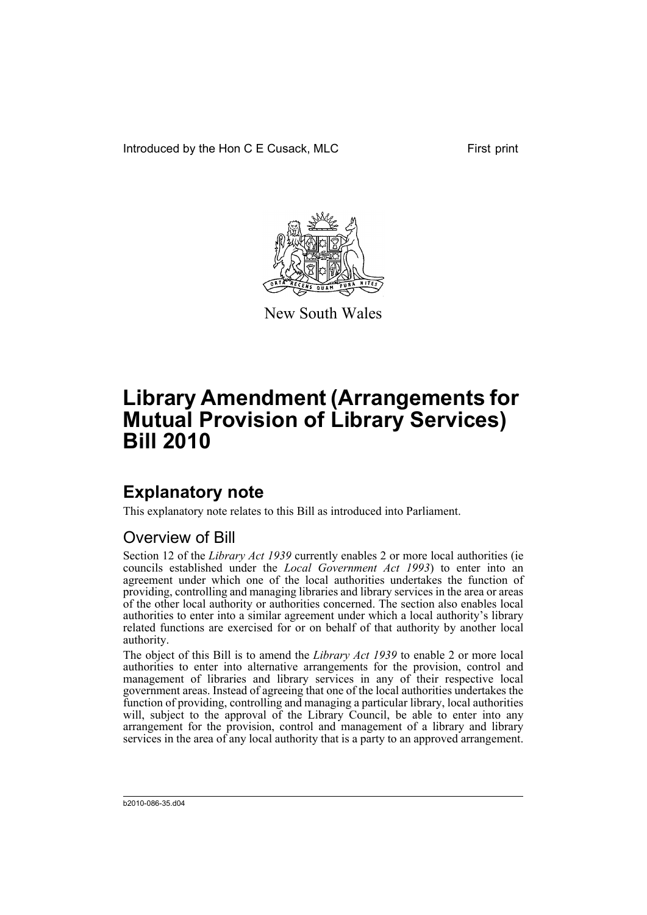Introduced by the Hon C E Cusack, MLC First print

New South Wales

# Library Amendment (Arrangements for Mutual Provision of Library Services) Bill 2010

## Explanatory note

This explanatory note relates to this Bill as introduced into Parliament.

### Overview of Bill

Section 12 of the *Library Act 1939* currently enables 2 or more local authorities (ie councils established under the *Local Government Act 1993*) to enter into an agreement under which one of the local authorities undertakes the function of providing, controlling and managing libraries and library services in the area or areas of the other local authority or authorities concerned. The section also enables local authorities to enter into a similar agreement under which a local authority's library related functions are exercised for or on behalf of that authority by another local authority.

The object of this Bill is to amend the *Library Act 1939* to enable 2 or more local authorities to enter into alternative arrangements for the provision, control and management of libraries and library services in any of their respective local government areas. Instead of agreeing that one of the local authorities undertakes the function of providing, controlling and managing a particular library, local authorities will, subject to the approval of the Library Council, be able to enter into any arrangement for the provision, control and management of a library and library services in the area of any local authority that is a party to an approved arrangement.

b2010-086-35.d04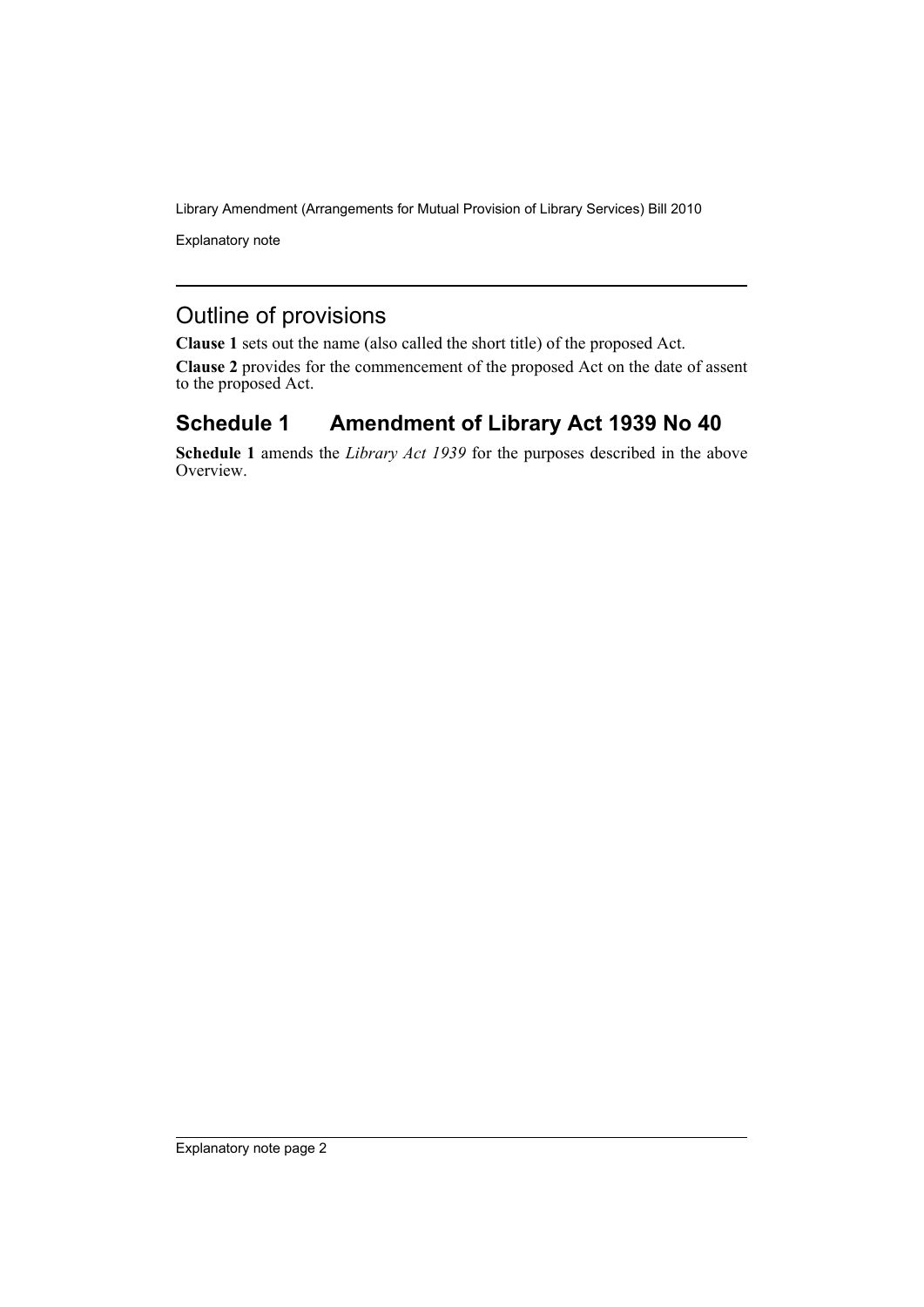## Outline of provisions

**Clause 1** sets out the name (also called the short title) of the proposed Act.

**Clause 2** provides for the commencement of the proposed Act on the date of assent to the proposed Act.

## Schedule 1 Amendment of Library Act 1939 No 40

**Schedule 1** amends the *Library Act 1939* for the purposes described in the above Overview.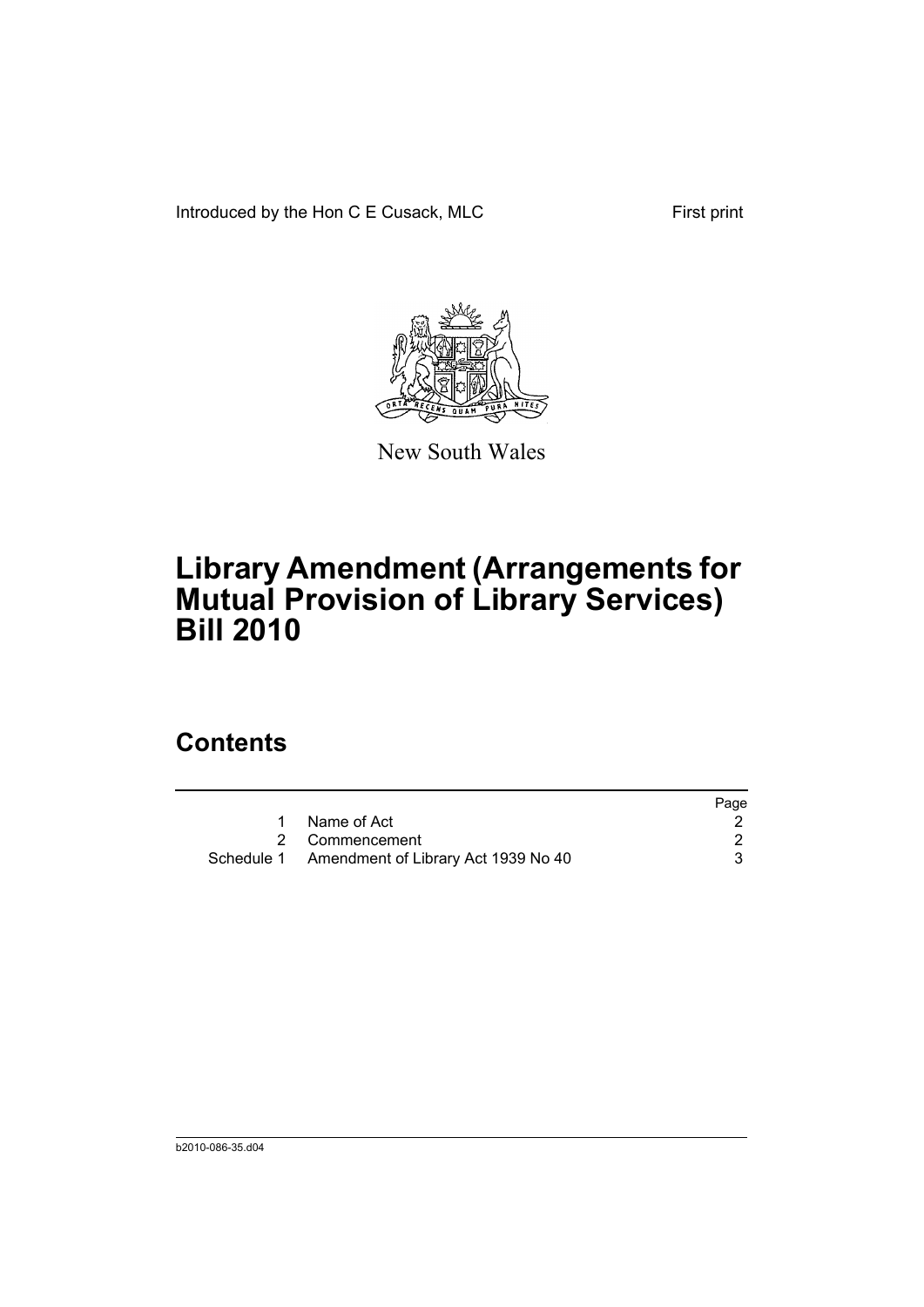Introduced by the Hon C E Cusack, MLC First print

New South Wales

# Library Amendment (Arrangements for Mutual Provision of Library Services) Bill 2010

## Contents

| | | Page |
|---|---|---|
| 1 | Name of Act | 2 |
| 2 | Commencement | 2 |
| Schedule 1 | Amendment of Library Act 1939 No 40 | 3 |

b2010-086-35.d04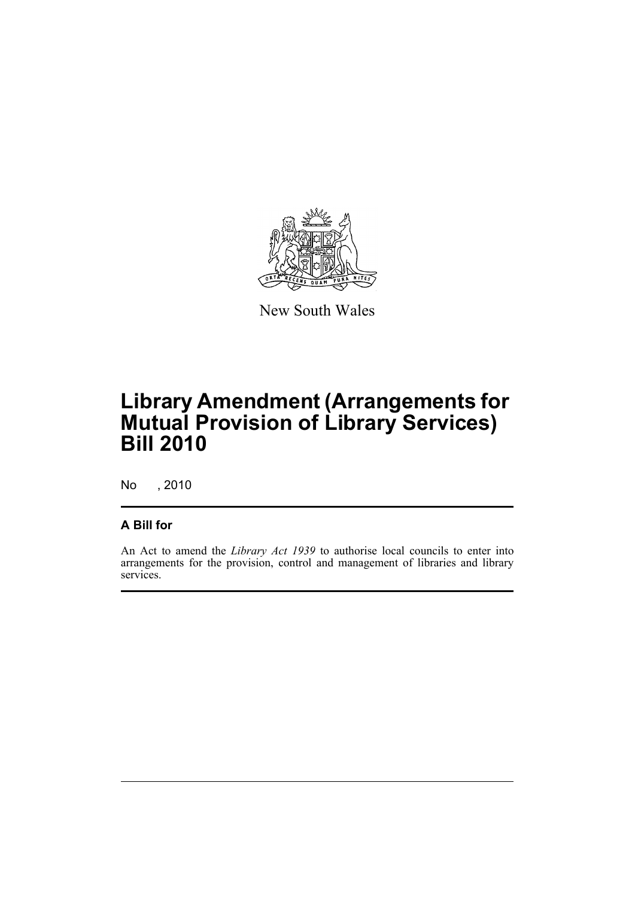New South Wales

# Library Amendment (Arrangements for Mutual Provision of Library Services) Bill 2010

No , 2010

## A Bill for

An Act to amend the *Library Act 1939* to authorise local councils to enter into arrangements for the provision, control and management of libraries and library services.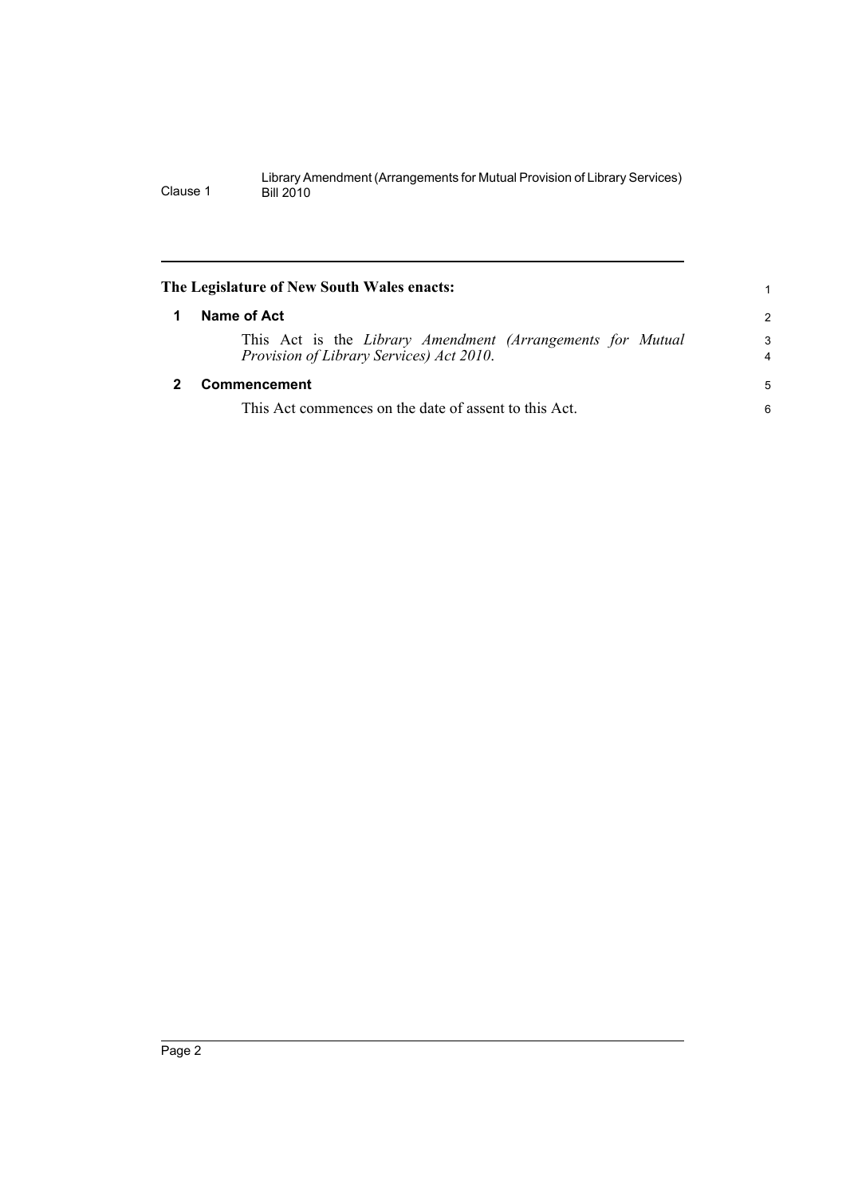**The Legislature of New South Wales enacts:**

## 1 Name of Act

This Act is the *Library Amendment (Arrangements for Mutual Provision of Library Services) Act 2010*.

## 2 Commencement

This Act commences on the date of assent to this Act.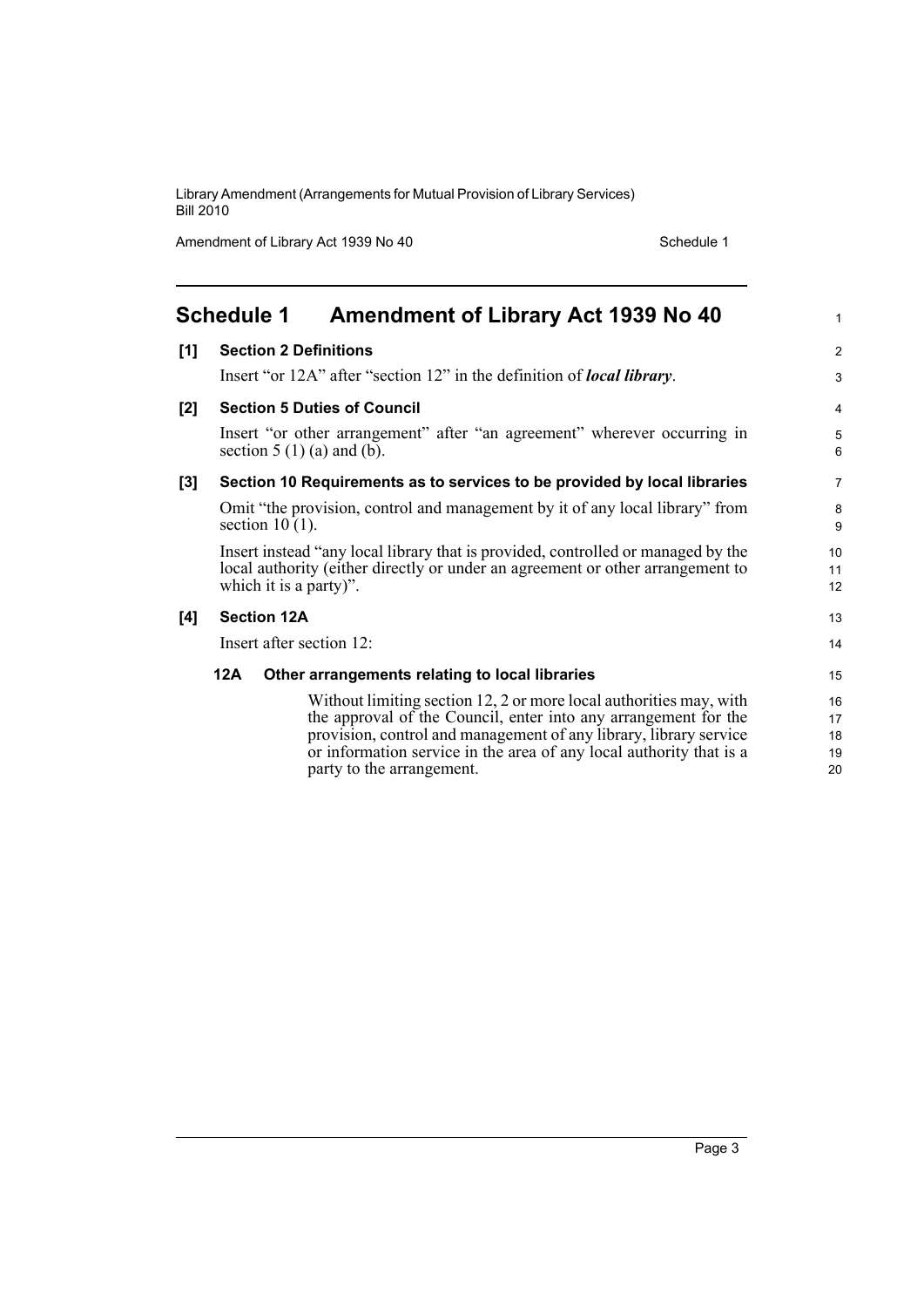## Schedule 1 Amendment of Library Act 1939 No 40

**[1] Section 2 Definitions**

Insert "or 12A" after "section 12" in the definition of ***local library***.

**[2] Section 5 Duties of Council**

Insert "or other arrangement" after "an agreement" wherever occurring in section 5 (1) (a) and (b).

**[3] Section 10 Requirements as to services to be provided by local libraries**

Omit "the provision, control and management by it of any local library" from section 10 (1).

Insert instead "any local library that is provided, controlled or managed by the local authority (either directly or under an agreement or other arrangement to which it is a party)".

**[4] Section 12A**

Insert after section 12:

**12A Other arrangements relating to local libraries**

Without limiting section 12, 2 or more local authorities may, with the approval of the Council, enter into any arrangement for the provision, control and management of any library, library service or information service in the area of any local authority that is a party to the arrangement.